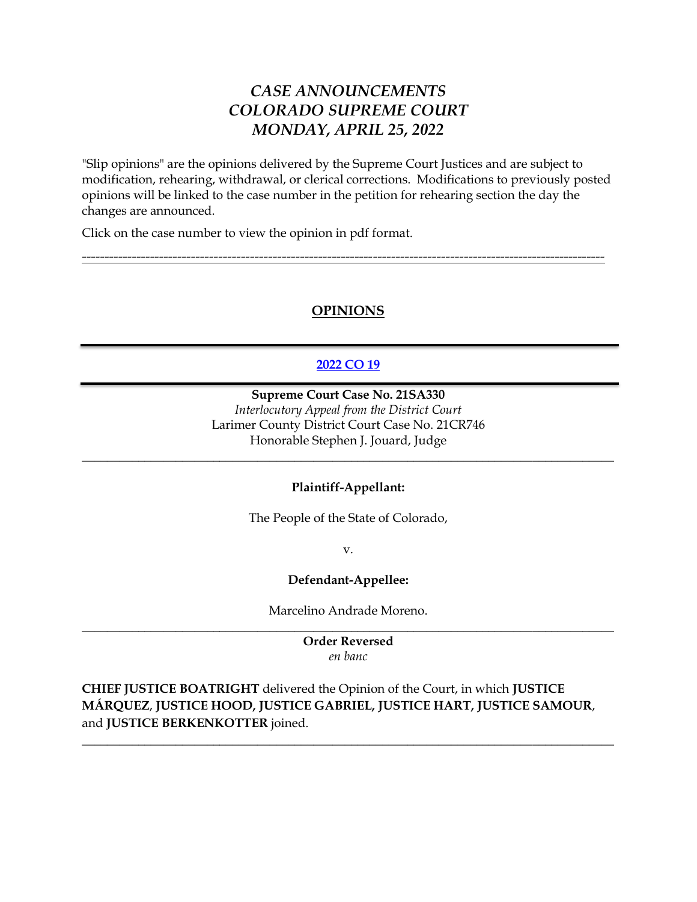# *CASE ANNOUNCEMENTS*
# *COLORADO SUPREME COURT*
# *MONDAY, APRIL 25, 2022*

"Slip opinions" are the opinions delivered by the Supreme Court Justices and are subject to modification, rehearing, withdrawal, or clerical corrections. Modifications to previously posted opinions will be linked to the case number in the petition for rehearing section the day the changes are announced.

Click on the case number to view the opinion in pdf format.

---

## OPINIONS

---

### [2022 CO 19]

---

**Supreme Court Case No. 21SA330**
*Interlocutory Appeal from the District Court*
Larimer County District Court Case No. 21CR746
Honorable Stephen J. Jouard, Judge

---

**Plaintiff-Appellant:**

The People of the State of Colorado,

v.

**Defendant-Appellee:**

Marcelino Andrade Moreno.

---

**Order Reversed**
*en banc*

**CHIEF JUSTICE BOATRIGHT** delivered the Opinion of the Court, in which **JUSTICE MÁRQUEZ**, **JUSTICE HOOD, JUSTICE GABRIEL, JUSTICE HART, JUSTICE SAMOUR**, and **JUSTICE BERKENKOTTER** joined.

---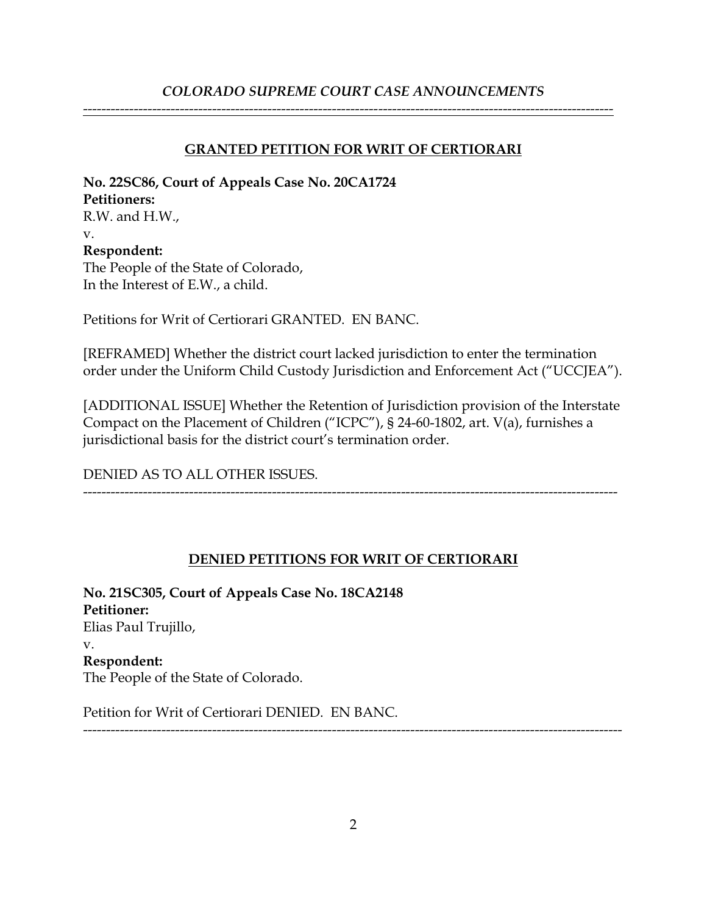## GRANTED PETITION FOR WRIT OF CERTIORARI

**No. 22SC86, Court of Appeals Case No. 20CA1724**
**Petitioners:**
R.W. and H.W.,
v.
**Respondent:**
The People of the State of Colorado,
In the Interest of E.W., a child.

Petitions for Writ of Certiorari GRANTED. EN BANC.

[REFRAMED] Whether the district court lacked jurisdiction to enter the termination order under the Uniform Child Custody Jurisdiction and Enforcement Act ("UCCJEA").

[ADDITIONAL ISSUE] Whether the Retention of Jurisdiction provision of the Interstate Compact on the Placement of Children ("ICPC"), § 24-60-1802, art. V(a), furnishes a jurisdictional basis for the district court's termination order.

DENIED AS TO ALL OTHER ISSUES.

---

## DENIED PETITIONS FOR WRIT OF CERTIORARI

**No. 21SC305, Court of Appeals Case No. 18CA2148**
**Petitioner:**
Elias Paul Trujillo,
v.
**Respondent:**
The People of the State of Colorado.

Petition for Writ of Certiorari DENIED. EN BANC.

---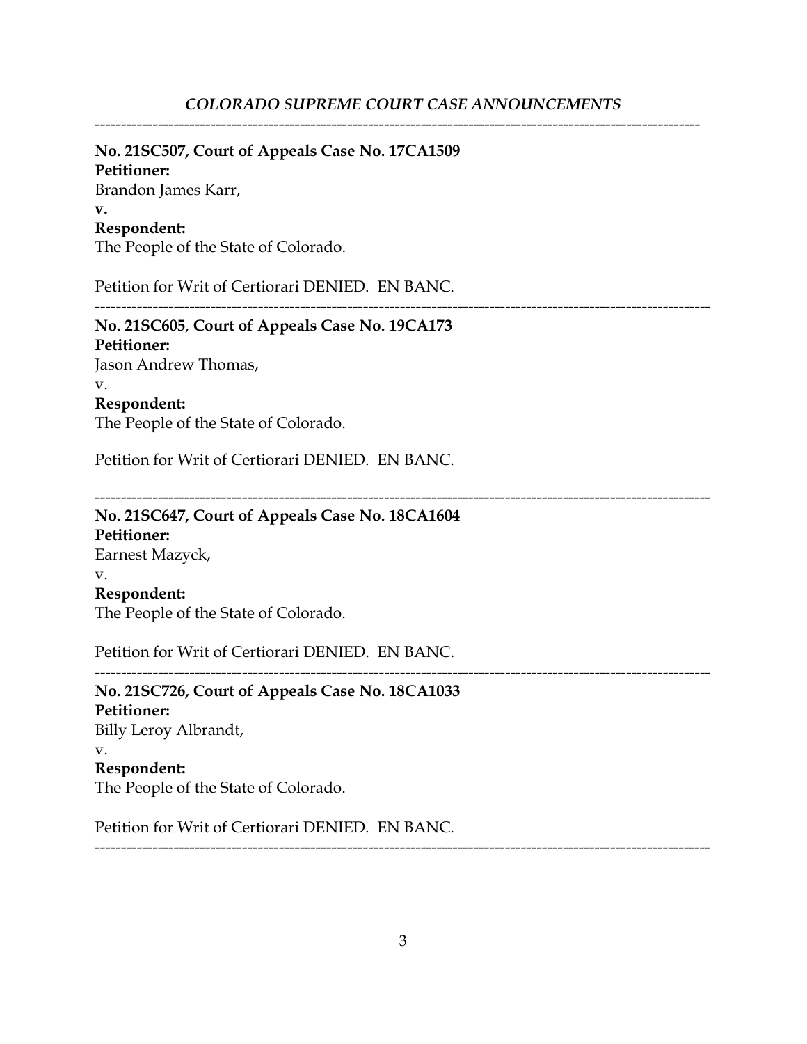---

**No. 21SC507, Court of Appeals Case No. 17CA1509**
**Petitioner:**
Brandon James Karr,
**v.**
**Respondent:**
The People of the State of Colorado.

Petition for Writ of Certiorari DENIED. EN BANC.

---

**No. 21SC605**, **Court of Appeals Case No. 19CA173**
**Petitioner:**
Jason Andrew Thomas,
v.
**Respondent:**
The People of the State of Colorado.

Petition for Writ of Certiorari DENIED. EN BANC.

---

**No. 21SC647, Court of Appeals Case No. 18CA1604**
**Petitioner:**
Earnest Mazyck,
v.
**Respondent:**
The People of the State of Colorado.

Petition for Writ of Certiorari DENIED. EN BANC.

---

**No. 21SC726, Court of Appeals Case No. 18CA1033**
**Petitioner:**
Billy Leroy Albrandt,
v.
**Respondent:**
The People of the State of Colorado.

Petition for Writ of Certiorari DENIED. EN BANC.

---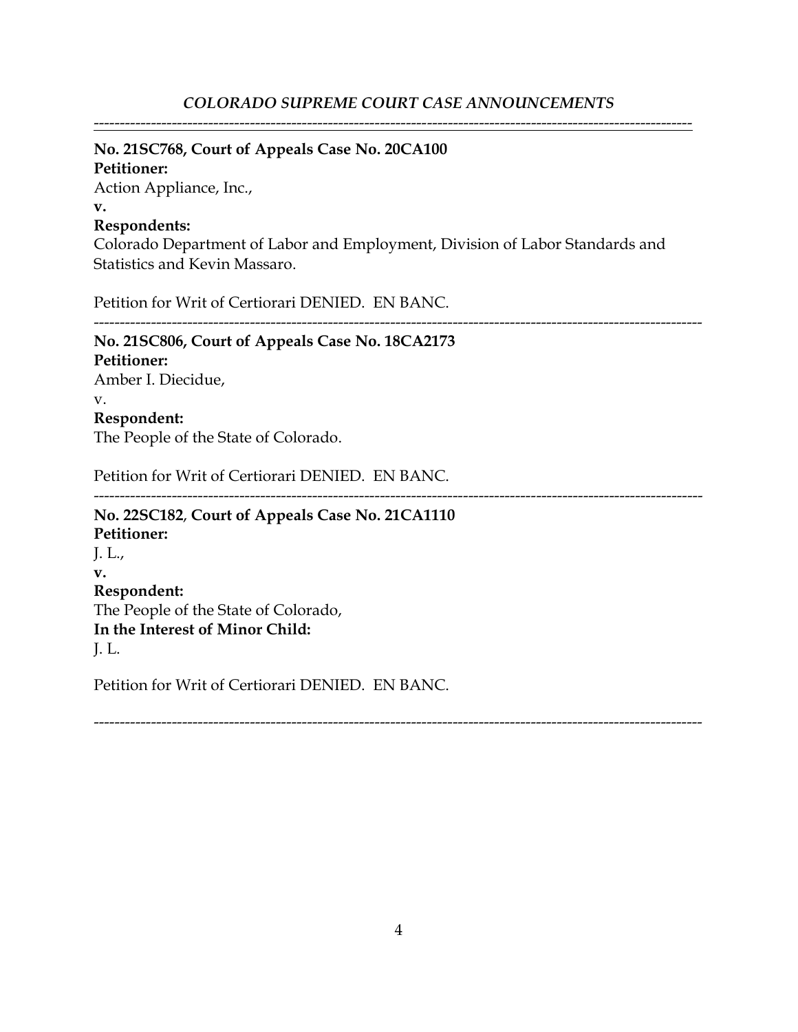*COLORADO SUPREME COURT CASE ANNOUNCEMENTS*

---

**No. 21SC768, Court of Appeals Case No. 20CA100**
**Petitioner:**
Action Appliance, Inc.,
**v.**
**Respondents:**
Colorado Department of Labor and Employment, Division of Labor Standards and Statistics and Kevin Massaro.

Petition for Writ of Certiorari DENIED. EN BANC.

---

**No. 21SC806, Court of Appeals Case No. 18CA2173**
**Petitioner:**
Amber I. Diecidue,
v.
**Respondent:**
The People of the State of Colorado.

Petition for Writ of Certiorari DENIED. EN BANC.

---

**No. 22SC182**, **Court of Appeals Case No. 21CA1110**
**Petitioner:**
J. L.,
**v.**
**Respondent:**
The People of the State of Colorado,
**In the Interest of Minor Child:**
J. L.

Petition for Writ of Certiorari DENIED. EN BANC.

---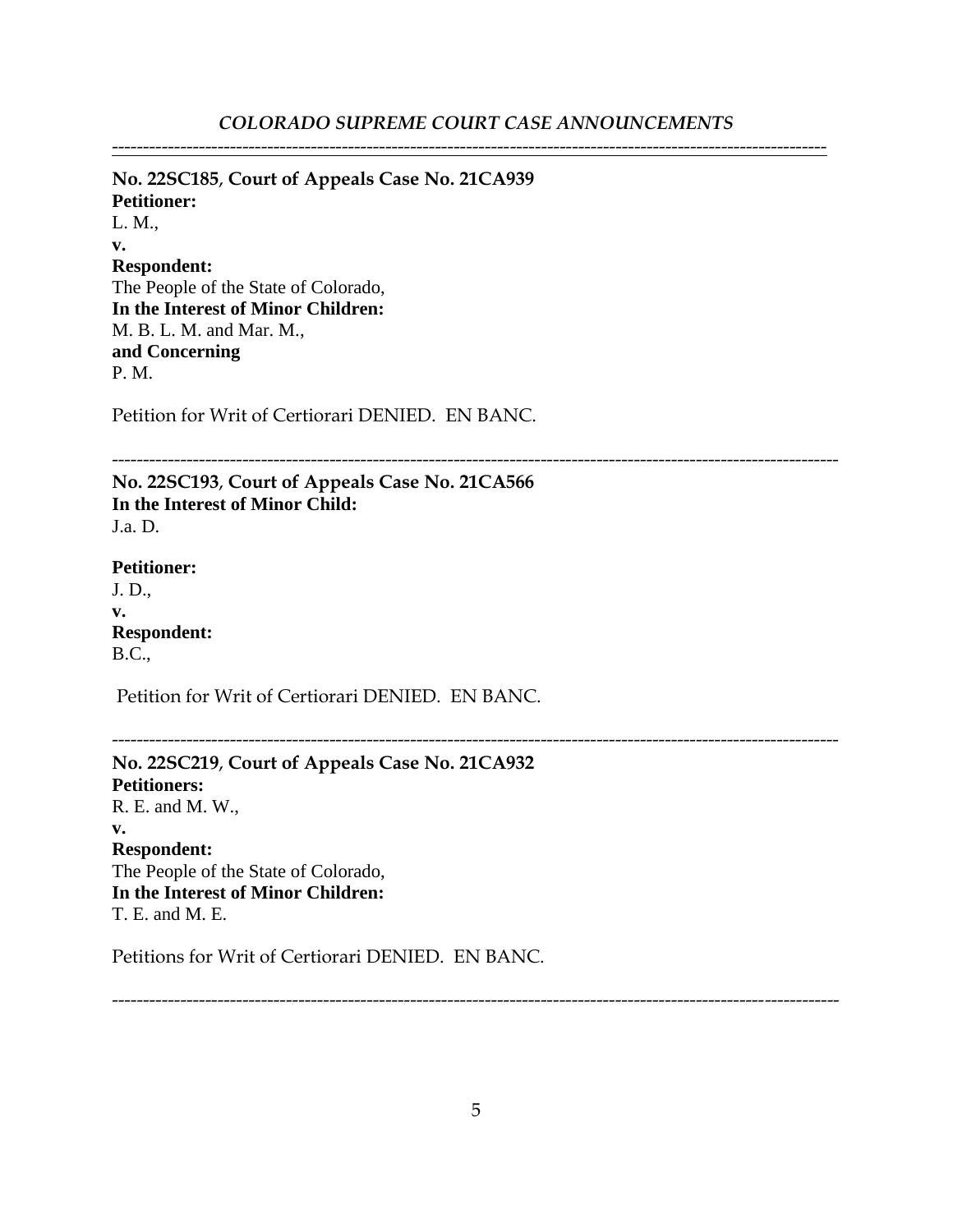---

**No. 22SC185, Court of Appeals Case No. 21CA939**
**Petitioner:**
L. M.,
**v.**
**Respondent:**
The People of the State of Colorado,
**In the Interest of Minor Children:**
M. B. L. M. and Mar. M.,
**and Concerning**
P. M.

Petition for Writ of Certiorari DENIED. EN BANC.

---

**No. 22SC193, Court of Appeals Case No. 21CA566**
**In the Interest of Minor Child:**
J.a. D.

**Petitioner:**
J. D.,
**v.**
**Respondent:**
B.C.,

Petition for Writ of Certiorari DENIED. EN BANC.

---

**No. 22SC219, Court of Appeals Case No. 21CA932**
**Petitioners:**
R. E. and M. W.,
**v.**
**Respondent:**
The People of the State of Colorado,
**In the Interest of Minor Children:**
T. E. and M. E.

Petitions for Writ of Certiorari DENIED. EN BANC.

---